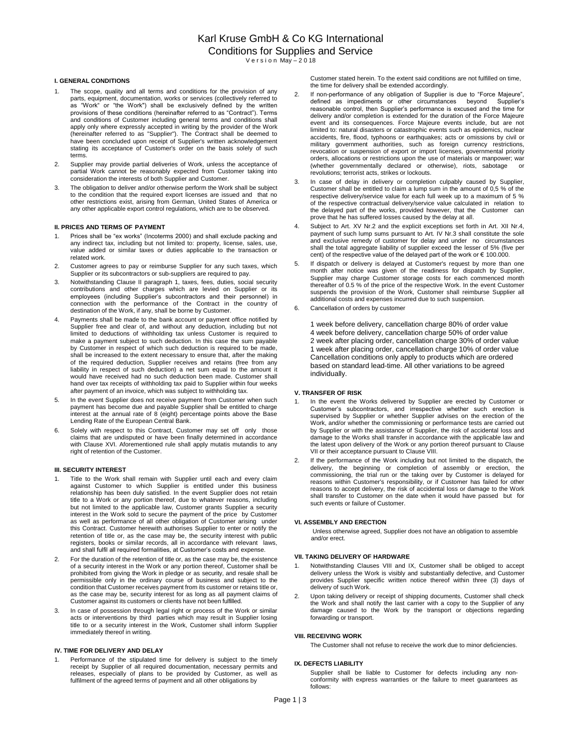# Karl Kruse GmbH & Co KG International

## Conditions for Supplies and Service

Version May – 2018

### I. GENERAL CONDITIONS

1. The scope, quality and all terms and conditions for the provision of any parts, equipment, documentation, works or services (collectively referred to as "Work" or "the Work") shall be exclusively defined by the written provisions of these conditions (hereinafter referred to as "Contract"). Terms and conditions of Customer including general terms and conditions shall apply only where expressly accepted in writing by the provider of the Work (hereinafter referred to as "Supplier"). The Contract shall be deemed to have been concluded upon receipt of Supplier's written acknowledgement stating its acceptance of Customer's order on the basis solely of such terms.
2. Supplier may provide partial deliveries of Work, unless the acceptance of partial Work cannot be reasonably expected from Customer taking into consideration the interests of both Supplier and Customer.
3. The obligation to deliver and/or otherwise perform the Work shall be subject to the condition that the required export licenses are issued and that no other restrictions exist, arising from German, United States of America or any other applicable export control regulations, which are to be observed.

### II. PRICES AND TERMS OF PAYMENT

1. Prices shall be "ex works" (Incoterms 2000) and shall exclude packing and any indirect tax, including but not limited to: property, license, sales, use, value added or similar taxes or duties applicable to the transaction or related work.
2. Customer agrees to pay or reimburse Supplier for any such taxes, which Supplier or its subcontractors or sub-suppliers are required to pay.
3. Notwithstanding Clause II paragraph 1, taxes, fees, duties, social security contributions and other charges which are levied on Supplier or its employees (including Supplier's subcontractors and their personnel) in connection with the performance of the Contract in the country of destination of the Work, if any, shall be borne by Customer.
4. Payments shall be made to the bank account or payment office notified by Supplier free and clear of, and without any deduction, including but not limited to deductions of withholding tax unless Customer is required to make a payment subject to such deduction. In this case the sum payable by Customer in respect of which such deduction is required to be made, shall be increased to the extent necessary to ensure that, after the making of the required deduction, Supplier receives and retains (free from any liability in respect of such deduction) a net sum equal to the amount it would have received had no such deduction been made. Customer shall hand over tax receipts of withholding tax paid to Supplier within four weeks after payment of an invoice, which was subject to withholding tax.
5. In the event Supplier does not receive payment from Customer when such payment has become due and payable Supplier shall be entitled to charge interest at the annual rate of 8 (eight) percentage points above the Base Lending Rate of the European Central Bank.
6. Solely with respect to this Contract, Customer may set off only those claims that are undisputed or have been finally determined in accordance with Clause XVI. Aforementioned rule shall apply mutatis mutandis to any right of retention of the Customer.

### III. SECURITY INTEREST

1. Title to the Work shall remain with Supplier until each and every claim against Customer to which Supplier is entitled under this business relationship has been duly satisfied. In the event Supplier does not retain title to a Work or any portion thereof, due to whatever reasons, including but not limited to the applicable law, Customer grants Supplier a security interest in the Work sold to secure the payment of the price by Customer as well as performance of all other obligation of Customer arising under this Contract. Customer herewith authorises Supplier to enter or notify the retention of title or, as the case may be, the security interest with public registers, books or similar records, all in accordance with relevant laws, and shall fulfil all required formalities, at Customer's costs and expense.
2. For the duration of the retention of title or, as the case may be, the existence of a security interest in the Work or any portion thereof, Customer shall be prohibited from giving the Work in pledge or as security, and resale shall be permissible only in the ordinary course of business and subject to the condition that Customer receives payment from its customer or retains title or, as the case may be, security interest for as long as all payment claims of Customer against its customers or clients have not been fulfilled.
3. In case of possession through legal right or process of the Work or similar acts or interventions by third parties which may result in Supplier losing title to or a security interest in the Work, Customer shall inform Supplier immediately thereof in writing.

### IV. TIME FOR DELIVERY AND DELAY

1. Performance of the stipulated time for delivery is subject to the timely receipt by Supplier of all required documentation, necessary permits and releases, especially of plans to be provided by Customer, as well as fulfilment of the agreed terms of payment and all other obligations by Customer stated herein. To the extent said conditions are not fulfilled on time, the time for delivery shall be extended accordingly.
2. If non-performance of any obligation of Supplier is due to "Force Majeure", defined as impediments or other circumstances beyond Supplier's reasonable control, then Supplier's performance is excused and the time for delivery and/or completion is extended for the duration of the Force Majeure event and its consequences. Force Majeure events include, but are not limited to: natural disasters or catastrophic events such as epidemics, nuclear accidents, fire, flood, typhoons or earthquakes; acts or omissions by civil or military government authorities, such as foreign currency restrictions, revocation or suspension of export or import licenses, governmental priority orders, allocations or restrictions upon the use of materials or manpower; war (whether governmentally declared or otherwise), riots, sabotage or revolutions; terrorist acts, strikes or lockouts.
3. In case of delay in delivery or completion culpably caused by Supplier, Customer shall be entitled to claim a lump sum in the amount of 0,5 % of the respective delivery/service value for each full week up to a maximum of 5 % of the respective contractual delivery/service value calculated in relation to the delayed part of the works, provided however, that the Customer can prove that he has suffered losses caused by the delay at all.
4. Subject to Art. XV Nr.2 and the explicit exceptions set forth in Art. XII Nr.4, payment of such lump sums pursuant to Art. IV Nr.3 shall constitute the sole and exclusive remedy of customer for delay and under no circumstances shall the total aggregate liability of supplier exceed the lesser of 5% (five per cent) of the respective value of the delayed part of the work or € 100.000.
5. If dispatch or delivery is delayed at Customer's request by more than one month after notice was given of the readiness for dispatch by Supplier, Supplier may charge Customer storage costs for each commenced month thereafter of 0.5 % of the price of the respective Work. In the event Customer suspends the provision of the Work, Customer shall reimburse Supplier all additional costs and expenses incurred due to such suspension.
6. Cancellation of orders by customer

   1 week before delivery, cancellation charge 80% of order value
   4 week before delivery, cancellation charge 50% of order value
   2 week after placing order, cancellation charge 30% of order value
   1 week after placing order, cancellation charge 10% of order value
   Cancellation conditions only apply to products which are ordered based on standard lead-time. All other variations to be agreed individually.

### V. TRANSFER OF RISK

1. In the event the Works delivered by Supplier are erected by Customer or Customer's subcontractors, and irrespective whether such erection is supervised by Supplier or whether Supplier advises on the erection of the Work, and/or whether the commissioning or performance tests are carried out by Supplier or with the assistance of Supplier, the risk of accidental loss and damage to the Works shall transfer in accordance with the applicable law and the latest upon delivery of the Work or any portion thereof pursuant to Clause VII or their acceptance pursuant to Clause VIII.
2. If the performance of the Work including but not limited to the dispatch, the delivery, the beginning or completion of assembly or erection, the commissioning, the trial run or the taking over by Customer is delayed for reasons within Customer's responsibility, or if Customer has failed for other reasons to accept delivery, the risk of accidental loss or damage to the Work shall transfer to Customer on the date when it would have passed but for such events or failure of Customer.

### VI. ASSEMBLY AND ERECTION

Unless otherwise agreed, Supplier does not have an obligation to assemble and/or erect.

### VII. TAKING DELIVERY OF HARDWARE

1. Notwithstanding Clauses VIII and IX, Customer shall be obliged to accept delivery unless the Work is visibly and substantially defective, and Customer provides Supplier specific written notice thereof within three (3) days of delivery of such Work.
2. Upon taking delivery or receipt of shipping documents, Customer shall check the Work and shall notify the last carrier with a copy to the Supplier of any damage caused to the Work by the transport or objections regarding forwarding or transport.

### VIII. RECEIVING WORK

The Customer shall not refuse to receive the work due to minor deficiencies.

### IX. DEFECTS LIABILITY

Supplier shall be liable to Customer for defects including any non-conformity with express warranties or the failure to meet guarantees as follows: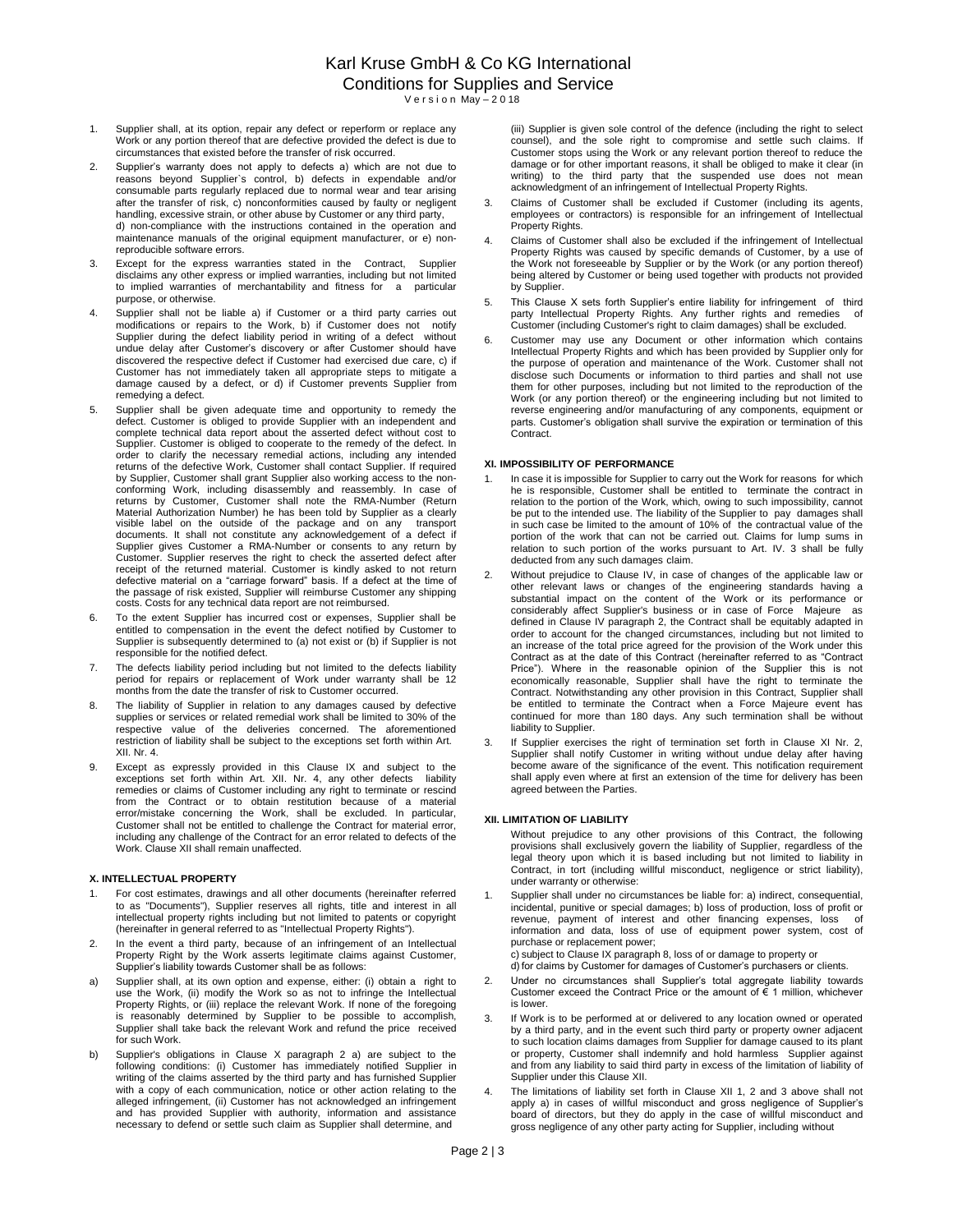# Karl Kruse GmbH & Co KG International
## Conditions for Supplies and Service
Version May – 2018

1. Supplier shall, at its option, repair any defect or reperform or replace any Work or any portion thereof that are defective provided the defect is due to circumstances that existed before the transfer of risk occurred.
2. Supplier's warranty does not apply to defects a) which are not due to reasons beyond Supplier`s control, b) defects in expendable and/or consumable parts regularly replaced due to normal wear and tear arising after the transfer of risk, c) nonconformities caused by faulty or negligent handling, excessive strain, or other abuse by Customer or any third party, d) non-compliance with the instructions contained in the operation and maintenance manuals of the original equipment manufacturer, or e) non-reproducible software errors.
3. Except for the express warranties stated in the Contract, Supplier disclaims any other express or implied warranties, including but not limited to implied warranties of merchantability and fitness for a particular purpose, or otherwise.
4. Supplier shall not be liable a) if Customer or a third party carries out modifications or repairs to the Work, b) if Customer does not notify Supplier during the defect liability period in writing of a defect without undue delay after Customer's discovery or after Customer should have discovered the respective defect if Customer had exercised due care, c) if Customer has not immediately taken all appropriate steps to mitigate a damage caused by a defect, or d) if Customer prevents Supplier from remedying a defect.
5. Supplier shall be given adequate time and opportunity to remedy the defect. Customer is obliged to provide Supplier with an independent and complete technical data report about the asserted defect without cost to Supplier. Customer is obliged to cooperate to the remedy of the defect. In order to clarify the necessary remedial actions, including any intended returns of the defective Work, Customer shall contact Supplier. If required by Supplier, Customer shall grant Supplier also working access to the non-conforming Work, including disassembly and reassembly. In case of returns by Customer, Customer shall note the RMA-Number (Return Material Authorization Number) he has been told by Supplier as a clearly visible label on the outside of the package and on any transport documents. It shall not constitute any acknowledgement of a defect if Supplier gives Customer a RMA-Number or consents to any return by Customer. Supplier reserves the right to check the asserted defect after receipt of the returned material. Customer is kindly asked to not return defective material on a "carriage forward" basis. If a defect at the time of the passage of risk existed, Supplier will reimburse Customer any shipping costs. Costs for any technical data report are not reimbursed.
6. To the extent Supplier has incurred cost or expenses, Supplier shall be entitled to compensation in the event the defect notified by Customer to Supplier is subsequently determined to (a) not exist or (b) if Supplier is not responsible for the notified defect.
7. The defects liability period including but not limited to the defects liability period for repairs or replacement of Work under warranty shall be 12 months from the date the transfer of risk to Customer occurred.
8. The liability of Supplier in relation to any damages caused by defective supplies or services or related remedial work shall be limited to 30% of the respective value of the deliveries concerned. The aforementioned restriction of liability shall be subject to the exceptions set forth within Art. XII. Nr. 4.
9. Except as expressly provided in this Clause IX and subject to the exceptions set forth within Art. XII. Nr. 4, any other defects liability remedies or claims of Customer including any right to terminate or rescind from the Contract or to obtain restitution because of a material error/mistake concerning the Work, shall be excluded. In particular, Customer shall not be entitled to challenge the Contract for material error, including any challenge of the Contract for an error related to defects of the Work. Clause XII shall remain unaffected.

### X. INTELLECTUAL PROPERTY

1. For cost estimates, drawings and all other documents (hereinafter referred to as "Documents"), Supplier reserves all rights, title and interest in all intellectual property rights including but not limited to patents or copyright (hereinafter in general referred to as "Intellectual Property Rights").
2. In the event a third party, because of an infringement of an Intellectual Property Right by the Work asserts legitimate claims against Customer, Supplier's liability towards Customer shall be as follows:

a) Supplier shall, at its own option and expense, either: (i) obtain a right to use the Work, (ii) modify the Work so as not to infringe the Intellectual Property Rights, or (iii) replace the relevant Work. If none of the foregoing is reasonably determined by Supplier to be possible to accomplish, Supplier shall take back the relevant Work and refund the price received for such Work.

b) Supplier's obligations in Clause X paragraph 2 a) are subject to the following conditions: (i) Customer has immediately notified Supplier in writing of the claims asserted by the third party and has furnished Supplier with a copy of each communication, notice or other action relating to the alleged infringement, (ii) Customer has not acknowledged an infringement and has provided Supplier with authority, information and assistance necessary to defend or settle such claim as Supplier shall determine, and (iii) Supplier is given sole control of the defence (including the right to select counsel), and the sole right to compromise and settle such claims. If Customer stops using the Work or any relevant portion thereof to reduce the damage or for other important reasons, it shall be obliged to make it clear (in writing) to the third party that the suspended use does not mean acknowledgment of an infringement of Intellectual Property Rights.

3. Claims of Customer shall be excluded if Customer (including its agents, employees or contractors) is responsible for an infringement of Intellectual Property Rights.
4. Claims of Customer shall also be excluded if the infringement of Intellectual Property Rights was caused by specific demands of Customer, by a use of the Work not foreseeable by Supplier or by the Work (or any portion thereof) being altered by Customer or being used together with products not provided by Supplier.
5. This Clause X sets forth Supplier's entire liability for infringement of third party Intellectual Property Rights. Any further rights and remedies of Customer (including Customer's right to claim damages) shall be excluded.
6. Customer may use any Document or other information which contains Intellectual Property Rights and which has been provided by Supplier only for the purpose of operation and maintenance of the Work. Customer shall not disclose such Documents or information to third parties and shall not use them for other purposes, including but not limited to the reproduction of the Work (or any portion thereof) or the engineering including but not limited to reverse engineering and/or manufacturing of any components, equipment or parts. Customer's obligation shall survive the expiration or termination of this Contract.

### XI. IMPOSSIBILITY OF PERFORMANCE

1. In case it is impossible for Supplier to carry out the Work for reasons for which he is responsible, Customer shall be entitled to terminate the contract in relation to the portion of the Work, which, owing to such impossibility, cannot be put to the intended use. The liability of the Supplier to pay damages shall in such case be limited to the amount of 10% of the contractual value of the portion of the work that can not be carried out. Claims for lump sums in relation to such portion of the works pursuant to Art. IV. 3 shall be fully deducted from any such damages claim.
2. Without prejudice to Clause IV, in case of changes of the applicable law or other relevant laws or changes of the engineering standards having a substantial impact on the content of the Work or its performance or considerably affect Supplier's business or in case of Force Majeure as defined in Clause IV paragraph 2, the Contract shall be equitably adapted in order to account for the changed circumstances, including but not limited to an increase of the total price agreed for the provision of the Work under this Contract as at the date of this Contract (hereinafter referred to as "Contract Price"). Where in the reasonable opinion of the Supplier this is not economically reasonable, Supplier shall have the right to terminate the Contract. Notwithstanding any other provision in this Contract, Supplier shall be entitled to terminate the Contract when a Force Majeure event has continued for more than 180 days. Any such termination shall be without liability to Supplier.
3. If Supplier exercises the right of termination set forth in Clause XI Nr. 2, Supplier shall notify Customer in writing without undue delay after having become aware of the significance of the event. This notification requirement shall apply even where at first an extension of the time for delivery has been agreed between the Parties.

### XII. LIMITATION OF LIABILITY

Without prejudice to any other provisions of this Contract, the following provisions shall exclusively govern the liability of Supplier, regardless of the legal theory upon which it is based including but not limited to liability in Contract, in tort (including willful misconduct, negligence or strict liability), under warranty or otherwise:

1. Supplier shall under no circumstances be liable for: a) indirect, consequential, incidental, punitive or special damages; b) loss of production, loss of profit or revenue, payment of interest and other financing expenses, loss of information and data, loss of use of equipment power system, cost of purchase or replacement power;
   c) subject to Clause IX paragraph 8, loss of or damage to property or
   d) for claims by Customer for damages of Customer's purchasers or clients.
2. Under no circumstances shall Supplier's total aggregate liability towards Customer exceed the Contract Price or the amount of € 1 million, whichever is lower.
3. If Work is to be performed at or delivered to any location owned or operated by a third party, and in the event such third party or property owner adjacent to such location claims damages from Supplier for damage caused to its plant or property, Customer shall indemnify and hold harmless Supplier against and from any liability to said third party in excess of the limitation of liability of Supplier under this Clause XII.
4. The limitations of liability set forth in Clause XII 1, 2 and 3 above shall not apply a) in cases of willful misconduct and gross negligence of Supplier's board of directors, but they do apply in the case of willful misconduct and gross negligence of any other party acting for Supplier, including without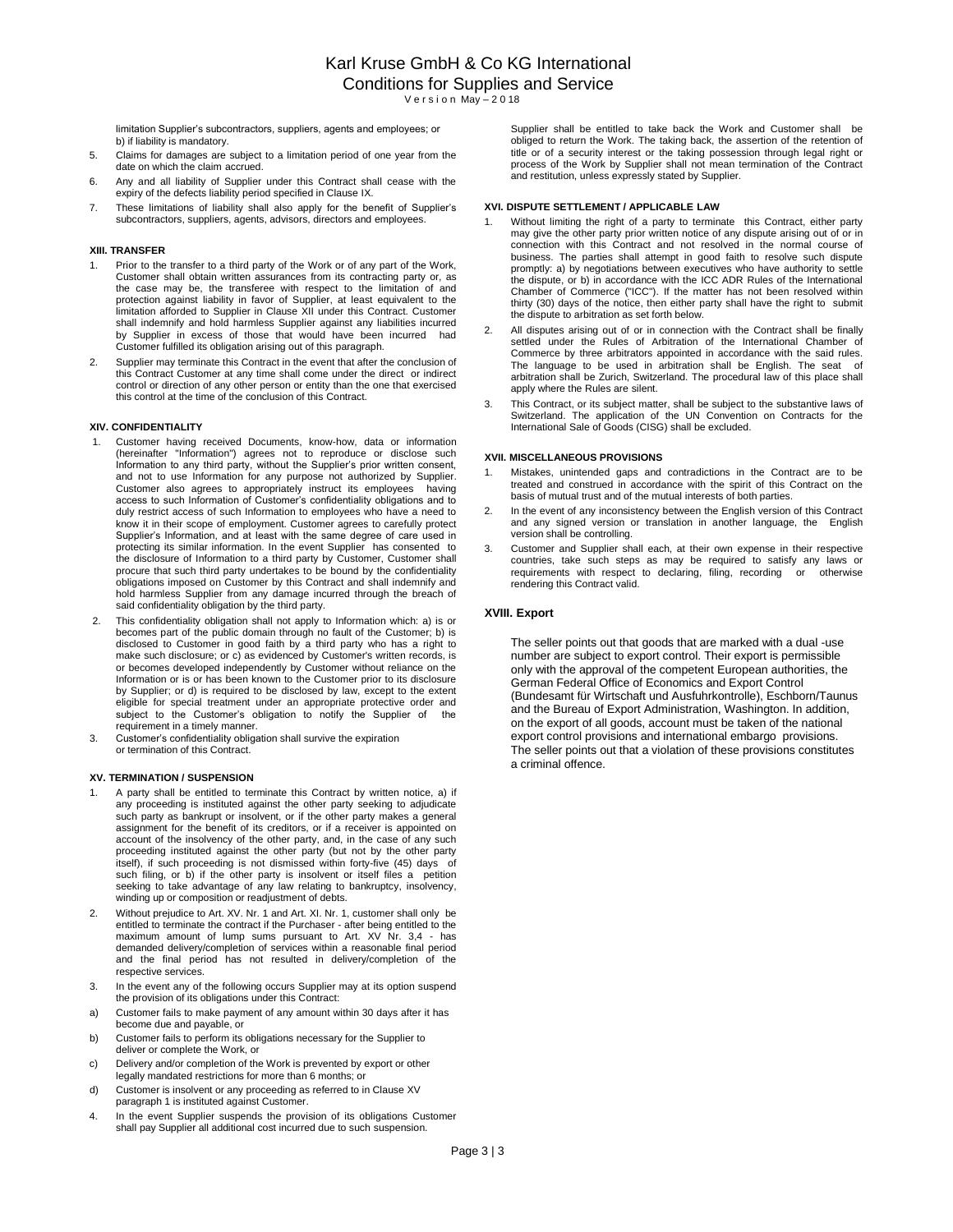limitation Supplier's subcontractors, suppliers, agents and employees; or b) if liability is mandatory.

5. Claims for damages are subject to a limitation period of one year from the date on which the claim accrued.
6. Any and all liability of Supplier under this Contract shall cease with the expiry of the defects liability period specified in Clause IX.
7. These limitations of liability shall also apply for the benefit of Supplier's subcontractors, suppliers, agents, advisors, directors and employees.

**XIII. TRANSFER**

1. Prior to the transfer to a third party of the Work or of any part of the Work, Customer shall obtain written assurances from its contracting party or, as the case may be, the transferee with respect to the limitation of and protection against liability in favor of Supplier, at least equivalent to the limitation afforded to Supplier in Clause XII under this Contract. Customer shall indemnify and hold harmless Supplier against any liabilities incurred by Supplier in excess of those that would have been incurred had Customer fulfilled its obligation arising out of this paragraph.
2. Supplier may terminate this Contract in the event that after the conclusion of this Contract Customer at any time shall come under the direct or indirect control or direction of any other person or entity than the one that exercised this control at the time of the conclusion of this Contract.

**XIV. CONFIDENTIALITY**

1. Customer having received Documents, know-how, data or information (hereinafter "Information") agrees not to reproduce or disclose such Information to any third party, without the Supplier's prior written consent, and not to use Information for any purpose not authorized by Supplier. Customer also agrees to appropriately instruct its employees having access to such Information of Customer's confidentiality obligations and to duly restrict access of such Information to employees who have a need to know it in their scope of employment. Customer agrees to carefully protect Supplier's Information, and at least with the same degree of care used in protecting its similar information. In the event Supplier has consented to the disclosure of Information to a third party by Customer, Customer shall procure that such third party undertakes to be bound by the confidentiality obligations imposed on Customer by this Contract and shall indemnify and hold harmless Supplier from any damage incurred through the breach of said confidentiality obligation by the third party.
2. This confidentiality obligation shall not apply to Information which: a) is or becomes part of the public domain through no fault of the Customer; b) is disclosed to Customer in good faith by a third party who has a right to make such disclosure; or c) as evidenced by Customer's written records, is or becomes developed independently by Customer without reliance on the Information or is or has been known to the Customer prior to its disclosure by Supplier; or d) is required to be disclosed by law, except to the extent eligible for special treatment under an appropriate protective order and subject to the Customer's obligation to notify the Supplier of the requirement in a timely manner.
3. Customer's confidentiality obligation shall survive the expiration or termination of this Contract.

**XV. TERMINATION / SUSPENSION**

1. A party shall be entitled to terminate this Contract by written notice, a) if any proceeding is instituted against the other party seeking to adjudicate such party as bankrupt or insolvent, or if the other party makes a general assignment for the benefit of its creditors, or if a receiver is appointed on account of the insolvency of the other party, and, in the case of any such proceeding instituted against the other party (but not by the other party itself), if such proceeding is not dismissed within forty-five (45) days of such filing, or b) if the other party is insolvent or itself files a petition seeking to take advantage of any law relating to bankruptcy, insolvency, winding up or composition or readjustment of debts.
2. Without prejudice to Art. XV. Nr. 1 and Art. XI. Nr. 1, customer shall only be entitled to terminate the contract if the Purchaser - after being entitled to the maximum amount of lump sums pursuant to Art. XV Nr. 3,4 - has demanded delivery/completion of services within a reasonable final period and the final period has not resulted in delivery/completion of the respective services.
3. In the event any of the following occurs Supplier may at its option suspend the provision of its obligations under this Contract:

a) Customer fails to make payment of any amount within 30 days after it has become due and payable, or

b) Customer fails to perform its obligations necessary for the Supplier to deliver or complete the Work, or

c) Delivery and/or completion of the Work is prevented by export or other legally mandated restrictions for more than 6 months; or

d) Customer is insolvent or any proceeding as referred to in Clause XV paragraph 1 is instituted against Customer.

4. In the event Supplier suspends the provision of its obligations Customer shall pay Supplier all additional cost incurred due to such suspension.

Supplier shall be entitled to take back the Work and Customer shall be obliged to return the Work. The taking back, the assertion of the retention of title or of a security interest or the taking possession through legal right or process of the Work by Supplier shall not mean termination of the Contract and restitution, unless expressly stated by Supplier.

**XVI. DISPUTE SETTLEMENT / APPLICABLE LAW**

1. Without limiting the right of a party to terminate this Contract, either party may give the other party prior written notice of any dispute arising out of or in connection with this Contract and not resolved in the normal course of business. The parties shall attempt in good faith to resolve such dispute promptly: a) by negotiations between executives who have authority to settle the dispute, or b) in accordance with the ICC ADR Rules of the International Chamber of Commerce ("ICC"). If the matter has not been resolved within thirty (30) days of the notice, then either party shall have the right to submit the dispute to arbitration as set forth below.
2. All disputes arising out of or in connection with the Contract shall be finally settled under the Rules of Arbitration of the International Chamber of Commerce by three arbitrators appointed in accordance with the said rules. The language to be used in arbitration shall be English. The seat of arbitration shall be Zurich, Switzerland. The procedural law of this place shall apply where the Rules are silent.
3. This Contract, or its subject matter, shall be subject to the substantive laws of Switzerland. The application of the UN Convention on Contracts for the International Sale of Goods (CISG) shall be excluded.

**XVII. MISCELLANEOUS PROVISIONS**

1. Mistakes, unintended gaps and contradictions in the Contract are to be treated and construed in accordance with the spirit of this Contract on the basis of mutual trust and of the mutual interests of both parties.
2. In the event of any inconsistency between the English version of this Contract and any signed version or translation in another language, the English version shall be controlling.
3. Customer and Supplier shall each, at their own expense in their respective countries, take such steps as may be required to satisfy any laws or requirements with respect to declaring, filing, recording or otherwise rendering this Contract valid.

**XVIII. Export**

The seller points out that goods that are marked with a dual -use number are subject to export control. Their export is permissible only with the approval of the competent European authorities, the German Federal Office of Economics and Export Control (Bundesamt für Wirtschaft und Ausfuhrkontrolle), Eschborn/Taunus and the Bureau of Export Administration, Washington. In addition, on the export of all goods, account must be taken of the national export control provisions and international embargo provisions. The seller points out that a violation of these provisions constitutes a criminal offence.